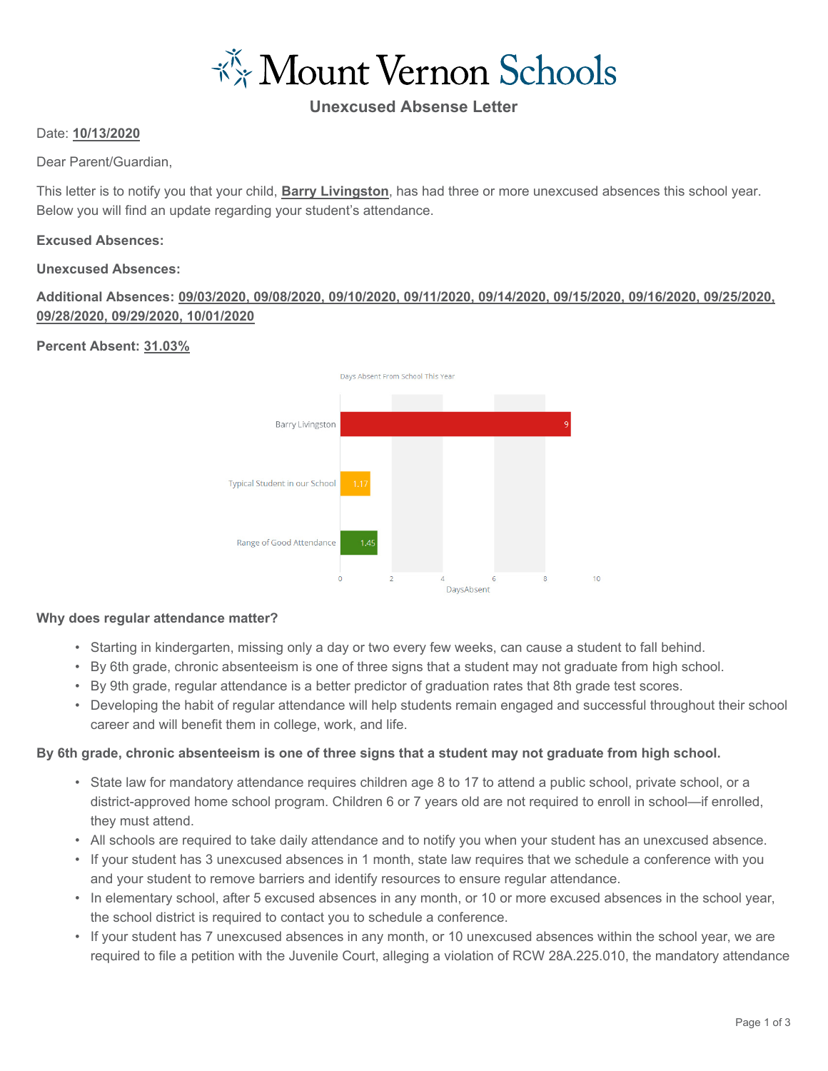# Mount Vernon Schools

## Unexcused Absense Letter

Date: **10/13/2020**

Dear Parent/Guardian,

This letter is to notify you that your child, **Barry Livingston**, has had three or more unexcused absences this school year. Below you will find an update regarding your student's attendance.

**Excused Absences:**

**Unexcused Absences:**

**Additional Absences: 09/03/2020, 09/08/2020, 09/10/2020, 09/11/2020, 09/14/2020, 09/15/2020, 09/16/2020, 09/25/2020, 09/28/2020, 09/29/2020, 10/01/2020**

**Percent Absent: 31.03%**

Days Absent From School This Year

| | DaysAbsent |
|---|---|
| Barry Livingston | 9 |
| Typical Student in our School | 1.17 |
| Range of Good Attendance | 1.45 |

**Why does regular attendance matter?**

- Starting in kindergarten, missing only a day or two every few weeks, can cause a student to fall behind.
- By 6th grade, chronic absenteeism is one of three signs that a student may not graduate from high school.
- By 9th grade, regular attendance is a better predictor of graduation rates that 8th grade test scores.
- Developing the habit of regular attendance will help students remain engaged and successful throughout their school career and will benefit them in college, work, and life.

**By 6th grade, chronic absenteeism is one of three signs that a student may not graduate from high school.**

- State law for mandatory attendance requires children age 8 to 17 to attend a public school, private school, or a district-approved home school program. Children 6 or 7 years old are not required to enroll in school—if enrolled, they must attend.
- All schools are required to take daily attendance and to notify you when your student has an unexcused absence.
- If your student has 3 unexcused absences in 1 month, state law requires that we schedule a conference with you and your student to remove barriers and identify resources to ensure regular attendance.
- In elementary school, after 5 excused absences in any month, or 10 or more excused absences in the school year, the school district is required to contact you to schedule a conference.
- If your student has 7 unexcused absences in any month, or 10 unexcused absences within the school year, we are required to file a petition with the Juvenile Court, alleging a violation of RCW 28A.225.010, the mandatory attendance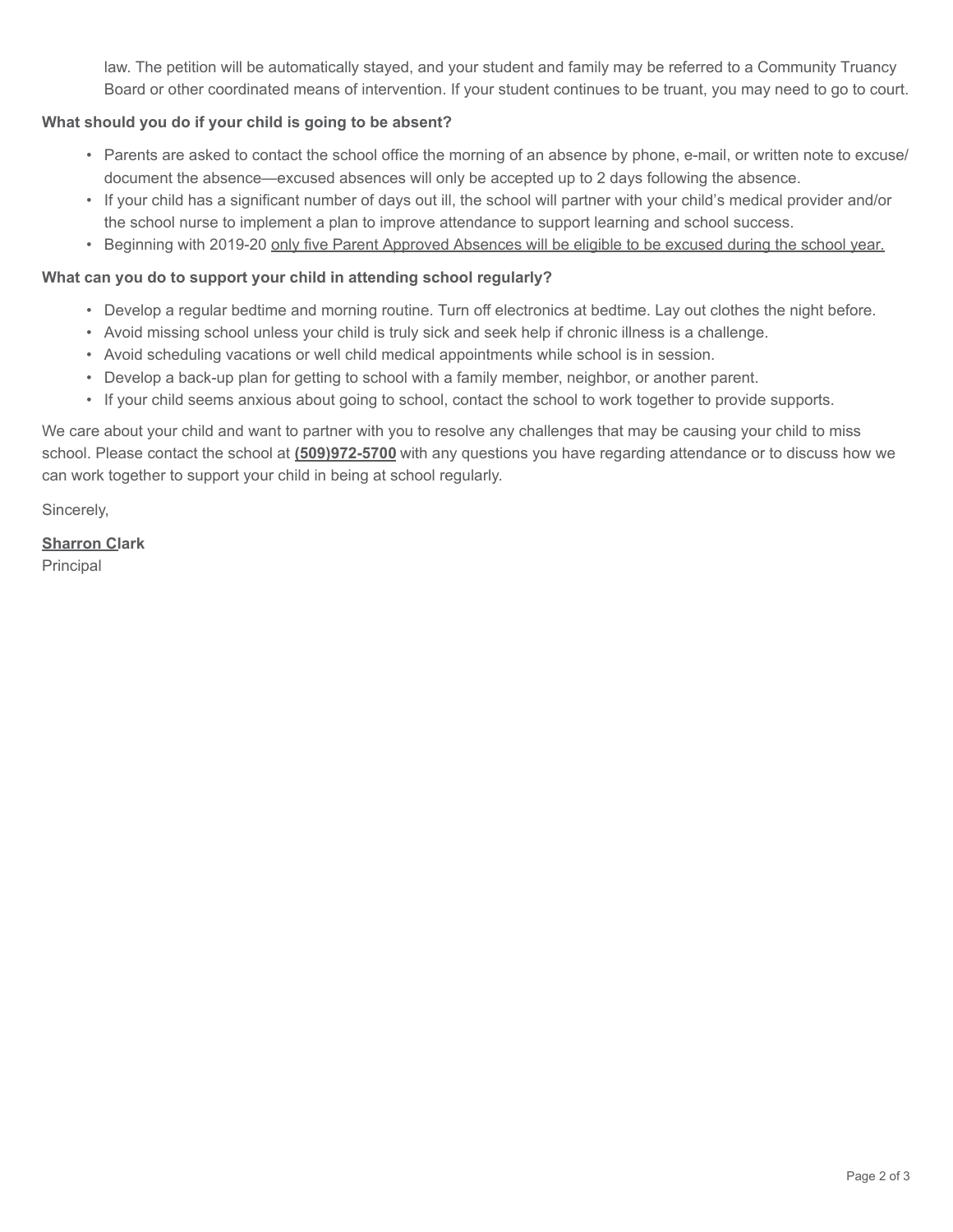law. The petition will be automatically stayed, and your student and family may be referred to a Community Truancy Board or other coordinated means of intervention. If your student continues to be truant, you may need to go to court.

**What should you do if your child is going to be absent?**

- Parents are asked to contact the school office the morning of an absence by phone, e-mail, or written note to excuse/document the absence—excused absences will only be accepted up to 2 days following the absence.
- If your child has a significant number of days out ill, the school will partner with your child's medical provider and/or the school nurse to implement a plan to improve attendance to support learning and school success.
- Beginning with 2019-20 only five Parent Approved Absences will be eligible to be excused during the school year.

**What can you do to support your child in attending school regularly?**

- Develop a regular bedtime and morning routine. Turn off electronics at bedtime. Lay out clothes the night before.
- Avoid missing school unless your child is truly sick and seek help if chronic illness is a challenge.
- Avoid scheduling vacations or well child medical appointments while school is in session.
- Develop a back-up plan for getting to school with a family member, neighbor, or another parent.
- If your child seems anxious about going to school, contact the school to work together to provide supports.

We care about your child and want to partner with you to resolve any challenges that may be causing your child to miss school. Please contact the school at **(509)972-5700** with any questions you have regarding attendance or to discuss how we can work together to support your child in being at school regularly.

Sincerely,

**Sharron Clark**
Principal